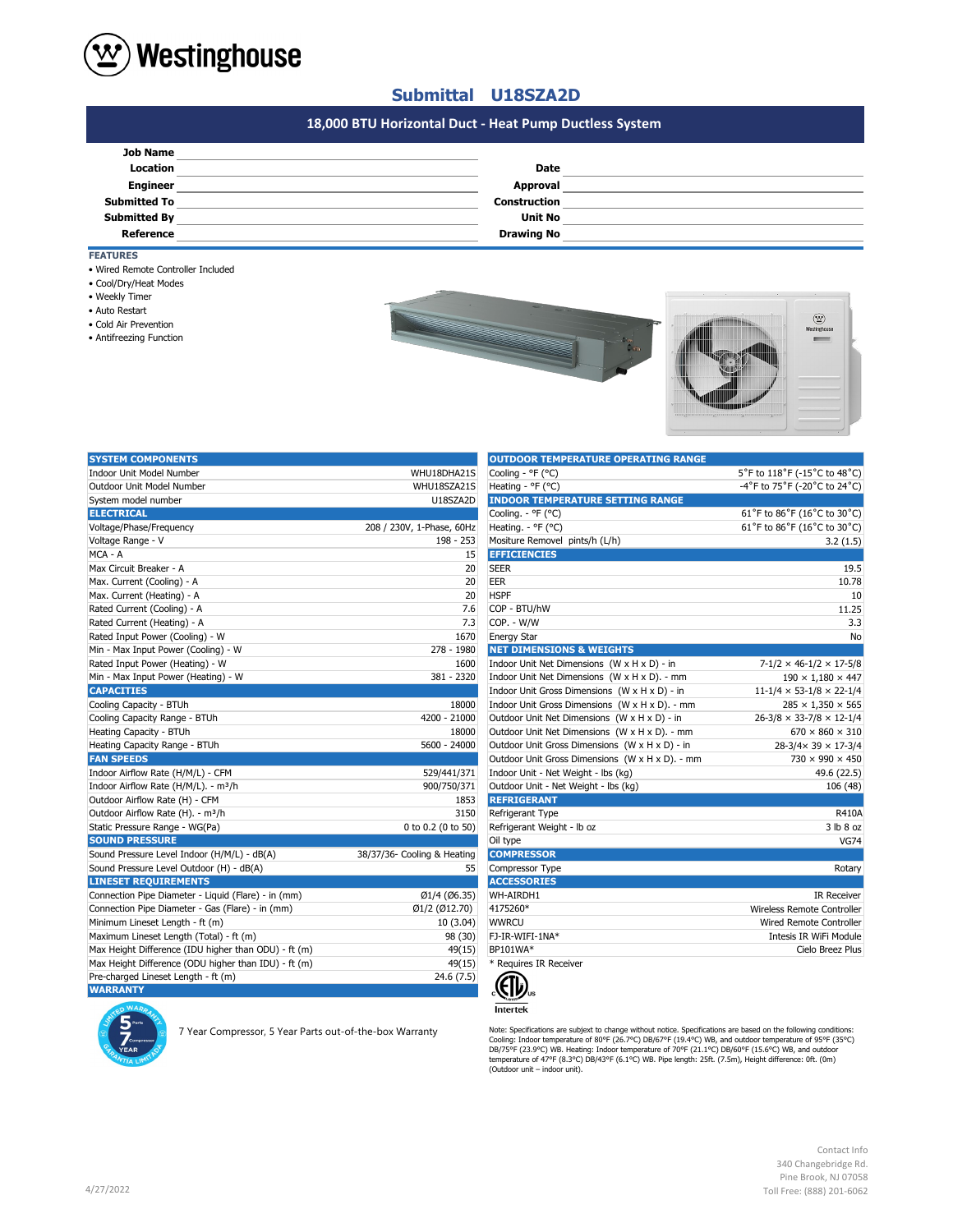# Submittal U18SZA2D

## 18,000 BTU Horizontal Duct - Heat Pump Ductless System

| | | | |
|---|---|---|---|
| **Job Name** | | | |
| **Location** | | **Date** | |
| **Engineer** | | **Approval** | |
| **Submitted To** | | **Construction** | |
| **Submitted By** | | **Unit No** | |
| **Reference** | | **Drawing No** | |

### FEATURES

- Wired Remote Controller Included
- Cool/Dry/Heat Modes
- Weekly Timer
- Auto Restart
- Cold Air Prevention
- Antifreezing Function

| **SYSTEM COMPONENTS** | |
|---|---|
| Indoor Unit Model Number | WHU18DHA21S |
| Outdoor Unit Model Number | WHU18SZA21S |
| System model number | U18SZA2D |
| **ELECTRICAL** | |
| Voltage/Phase/Frequency | 208 / 230V, 1-Phase, 60Hz |
| Voltage Range - V | 198 - 253 |
| MCA - A | 15 |
| Max Circuit Breaker - A | 20 |
| Max. Current (Cooling) - A | 20 |
| Max. Current (Heating) - A | 20 |
| Rated Current (Cooling) - A | 7.6 |
| Rated Current (Heating) - A | 7.3 |
| Rated Input Power (Cooling) - W | 1670 |
| Min - Max Input Power (Cooling) - W | 278 - 1980 |
| Rated Input Power (Heating) - W | 1600 |
| Min - Max Input Power (Heating) - W | 381 - 2320 |
| **CAPACITIES** | |
| Cooling Capacity - BTUh | 18000 |
| Cooling Capacity Range - BTUh | 4200 - 21000 |
| Heating Capacity - BTUh | 18000 |
| Heating Capacity Range - BTUh | 5600 - 24000 |
| **FAN SPEEDS** | |
| Indoor Airflow Rate (H/M/L) - CFM | 529/441/371 |
| Indoor Airflow Rate (H/M/L). - m³/h | 900/750/371 |
| Outdoor Airflow Rate (H) - CFM | 1853 |
| Outdoor Airflow Rate (H). - m³/h | 3150 |
| Static Pressure Range - WG(Pa) | 0 to 0.2 (0 to 50) |
| **SOUND PRESSURE** | |
| Sound Pressure Level Indoor (H/M/L) - dB(A) | 38/37/36- Cooling & Heating |
| Sound Pressure Level Outdoor (H) - dB(A) | 55 |
| **LINESET REQUIREMENTS** | |
| Connection Pipe Diameter - Liquid (Flare) - in (mm) | Ø1/4 (Ø6.35) |
| Connection Pipe Diameter - Gas (Flare) - in (mm) | Ø1/2 (Ø12.70) |
| Minimum Lineset Length - ft (m) | 10 (3.04) |
| Maximum Lineset Length (Total) - ft (m) | 98 (30) |
| Max Height Difference (IDU higher than ODU) - ft (m) | 49(15) |
| Max Height Difference (ODU higher than IDU) - ft (m) | 49(15) |
| Pre-charged Lineset Length - ft (m) | 24.6 (7.5) |
| **WARRANTY** | |

7 Year Compressor, 5 Year Parts out-of-the-box Warranty

| **OUTDOOR TEMPERATURE OPERATING RANGE** | |
|---|---|
| Cooling - °F (°C) | 5˚F to 118˚F (-15˚C to 48˚C) |
| Heating - °F (°C) | -4˚F to 75˚F (-20˚C to 24˚C) |
| **INDOOR TEMPERATURE SETTING RANGE** | |
| Cooling. - °F (°C) | 61˚F to 86˚F (16˚C to 30˚C) |
| Heating. - °F (°C) | 61˚F to 86˚F (16˚C to 30˚C) |
| Mositure Removel pints/h (L/h) | 3.2 (1.5) |
| **EFFICIENCIES** | |
| SEER | 19.5 |
| EER | 10.78 |
| HSPF | 10 |
| COP - BTU/hW | 11.25 |
| COP. - W/W | 3.3 |
| Energy Star | No |
| **NET DIMENSIONS & WEIGHTS** | |
| Indoor Unit Net Dimensions (W x H x D) - in | 7-1/2 × 46-1/2 × 17-5/8 |
| Indoor Unit Net Dimensions (W x H x D). - mm | 190 × 1,180 × 447 |
| Indoor Unit Gross Dimensions (W x H x D) - in | 11-1/4 × 53-1/8 × 22-1/4 |
| Indoor Unit Gross Dimensions (W x H x D). - mm | 285 × 1,350 × 565 |
| Outdoor Unit Net Dimensions (W x H x D) - in | 26-3/8 × 33-7/8 × 12-1/4 |
| Outdoor Unit Net Dimensions (W x H x D). - mm | 670 × 860 × 310 |
| Outdoor Unit Gross Dimensions (W x H x D) - in | 28-3/4× 39 × 17-3/4 |
| Outdoor Unit Gross Dimensions (W x H x D). - mm | 730 × 990 × 450 |
| Indoor Unit - Net Weight - lbs (kg) | 49.6 (22.5) |
| Outdoor Unit - Net Weight - lbs (kg) | 106 (48) |
| **REFRIGERANT** | |
| Refrigerant Type | R410A |
| Refrigerant Weight - lb oz | 3 lb 8 oz |
| Oil type | VG74 |
| **COMPRESSOR** | |
| Compressor Type | Rotary |
| **ACCESSORIES** | |
| WH-AIRDH1 | IR Receiver |
| 4175260* | Wireless Remote Controller |
| WWRCU | Wired Remote Controller |
| FJ-IR-WIFI-1NA* | Intesis IR WiFi Module |
| BP101WA* | Cielo Breez Plus |

\* Requires IR Receiver

Intertek

Note: Specifications are subject to change without notice. Specifications are based on the following conditions: Cooling: Indoor temperature of 80°F (26.7°C) DB/67°F (19.4°C) WB, and outdoor temperature of 95°F (35°C) DB/75°F (23.9°C) WB. Heating: Indoor temperature of 70°F (21.1°C) DB/60°F (15.6°C) WB, and outdoor temperature of 47°F (8.3°C) DB/43°F (6.1°C) WB. Pipe length: 25ft. (7.5m), Height difference: 0ft. (0m) (Outdoor unit – indoor unit).

4/27/2022

Contact Info
340 Changebridge Rd.
Pine Brook, NJ 07058
Toll Free: (888) 201-6062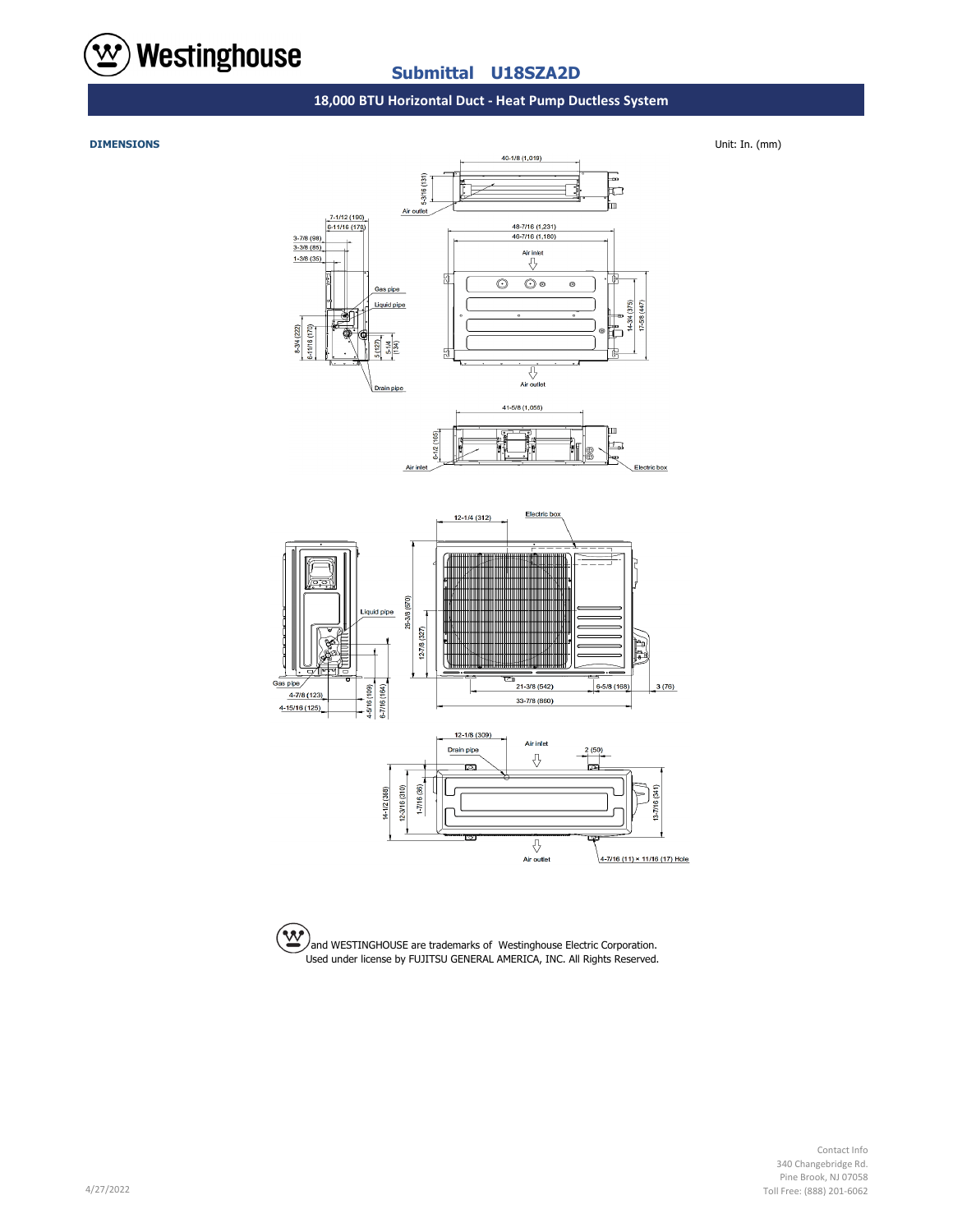# Westinghouse

## Submittal U18SZA2D

### 18,000 BTU Horizontal Duct - Heat Pump Ductless System

**DIMENSIONS**

Unit: In. (mm)

40-1/8 (1,019)
5-3/16 (131)
Air outlet
7-1/12 (190)
6-11/16 (170)
3-7/8 (98)
3-3/8 (85)
1-3/8 (35)
Gas pipe
Liquid pipe
8-3/4 (222)
6-11/16 (170)
5 (127)
5-1/4 (134)
Drain pipe
48-7/16 (1,231)
46-7/16 (1,180)
Air inlet
14-3/4 (375)
17-5/8 (447)
Air outlet
41-5/8 (1,058)
6-1/2 (165)
Air inlet
Electric box

12-1/4 (312)
Electric box
Liquid pipe
26-3/8 (670)
12-7/8 (327)
Gas pipe
4-7/8 (123)
4-15/16 (125)
4-5/16 (109)
6-7/16 (164)
21-3/8 (542)
6-5/8 (168)
3 (76)
33-7/8 (860)

12-1/8 (309)
Drain pipe
Air inlet
2 (50)
14-1/2 (368)
12-3/16 (310)
1-7/16 (36)
13-7/16 (341)
Air outlet
4-7/16 (11) × 11/16 (17) Hole

and WESTINGHOUSE are trademarks of Westinghouse Electric Corporation.
Used under license by FUJITSU GENERAL AMERICA, INC. All Rights Reserved.

4/27/2022

Contact Info
340 Changebridge Rd.
Pine Brook, NJ 07058
Toll Free: (888) 201-6062